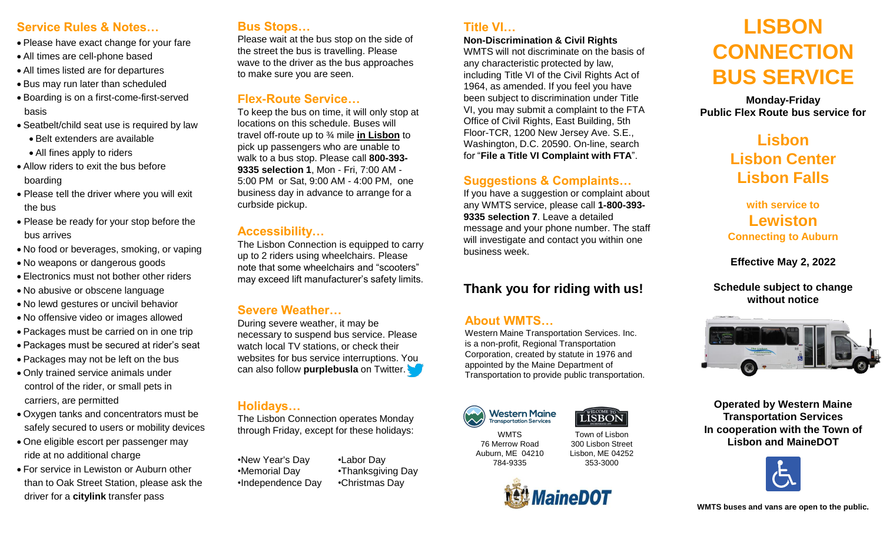## Service Rules & Notes…

- Please have exact change for your fare
- All times are cell-phone based
- All times listed are for departures
- Bus may run later than scheduled
- Boarding is on a first-come-first-served basis
- Seatbelt/child seat use is required by law
  - Belt extenders are available
  - All fines apply to riders
- Allow riders to exit the bus before boarding
- Please tell the driver where you will exit the bus
- Please be ready for your stop before the bus arrives
- No food or beverages, smoking, or vaping
- No weapons or dangerous goods
- Electronics must not bother other riders
- No abusive or obscene language
- No lewd gestures or uncivil behavior
- No offensive video or images allowed
- Packages must be carried on in one trip
- Packages must be secured at rider's seat
- Packages may not be left on the bus
- Only trained service animals under control of the rider, or small pets in carriers, are permitted
- Oxygen tanks and concentrators must be safely secured to users or mobility devices
- One eligible escort per passenger may ride at no additional charge
- For service in Lewiston or Auburn other than to Oak Street Station, please ask the driver for a **citylink** transfer pass

## Bus Stops…

Please wait at the bus stop on the side of the street the bus is travelling. Please wave to the driver as the bus approaches to make sure you are seen.

## Flex-Route Service…

To keep the bus on time, it will only stop at locations on this schedule. Buses will travel off-route up to ¾ mile **in Lisbon** to pick up passengers who are unable to walk to a bus stop. Please call **800-393-9335 selection 1**, Mon - Fri, 7:00 AM - 5:00 PM or Sat, 9:00 AM - 4:00 PM, one business day in advance to arrange for a curbside pickup.

## Accessibility…

The Lisbon Connection is equipped to carry up to 2 riders using wheelchairs. Please note that some wheelchairs and "scooters" may exceed lift manufacturer's safety limits.

## Severe Weather…

During severe weather, it may be necessary to suspend bus service. Please watch local TV stations, or check their websites for bus service interruptions. You can also follow **purplebusla** on Twitter.

## Holidays…

The Lisbon Connection operates Monday through Friday, except for these holidays:

- New Year's Day
- Memorial Day
- Independence Day
- Labor Day
- Thanksgiving Day
- Christmas Day

## Title VI…

**Non-Discrimination & Civil Rights**

WMTS will not discriminate on the basis of any characteristic protected by law, including Title VI of the Civil Rights Act of 1964, as amended. If you feel you have been subject to discrimination under Title VI, you may submit a complaint to the FTA Office of Civil Rights, East Building, 5th Floor-TCR, 1200 New Jersey Ave. S.E., Washington, D.C. 20590. On-line, search for "**File a Title VI Complaint with FTA**".

## Suggestions & Complaints…

If you have a suggestion or complaint about any WMTS service, please call **1-800-393-9335 selection 7**. Leave a detailed message and your phone number. The staff will investigate and contact you within one business week.

## Thank you for riding with us!

## About WMTS…

Western Maine Transportation Services. Inc. is a non-profit, Regional Transportation Corporation, created by statute in 1976 and appointed by the Maine Department of Transportation to provide public transportation.

WMTS
76 Merrow Road
Auburn, ME 04210
784-9335

Town of Lisbon
300 Lisbon Street
Lisbon, ME 04252
353-3000

MaineDOT

# LISBON CONNECTION BUS SERVICE

**Monday-Friday**
**Public Flex Route bus service for**

## Lisbon
## Lisbon Center
## Lisbon Falls

**with service to**

## Lewiston

**Connecting to Auburn**

**Effective May 2, 2022**

**Schedule subject to change without notice**

**Operated by Western Maine Transportation Services**
**In cooperation with the Town of Lisbon and MaineDOT**

**WMTS buses and vans are open to the public.**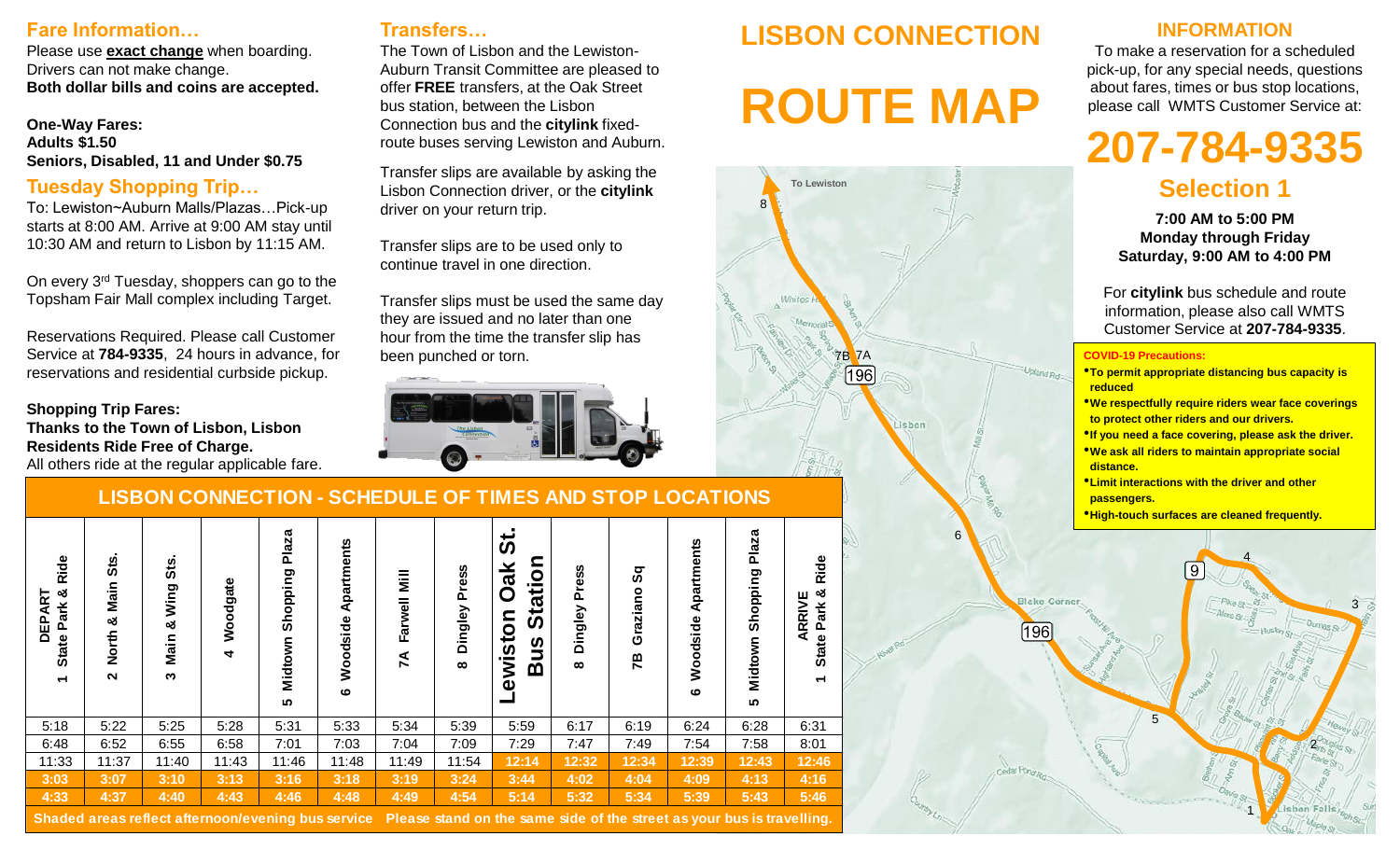## Fare Information…

Please use **exact change** when boarding. Drivers can not make change.
**Both dollar bills and coins are accepted.**

**One-Way Fares:**
**Adults $1.50**
**Seniors, Disabled, 11 and Under $0.75**

## Tuesday Shopping Trip…

To: Lewiston~Auburn Malls/Plazas…Pick-up starts at 8:00 AM. Arrive at 9:00 AM stay until 10:30 AM and return to Lisbon by 11:15 AM.

On every 3rd Tuesday, shoppers can go to the Topsham Fair Mall complex including Target.

Reservations Required. Please call Customer Service at **784-9335**, 24 hours in advance, for reservations and residential curbside pickup.

**Shopping Trip Fares:**
**Thanks to the Town of Lisbon, Lisbon Residents Ride Free of Charge.**
All others ride at the regular applicable fare.

## Transfers…

The Town of Lisbon and the Lewiston-Auburn Transit Committee are pleased to offer **FREE** transfers, at the Oak Street bus station, between the Lisbon Connection bus and the **citylink** fixed-route buses serving Lewiston and Auburn.

Transfer slips are available by asking the Lisbon Connection driver, or the **citylink** driver on your return trip.

Transfer slips are to be used only to continue travel in one direction.

Transfer slips must be used the same day they are issued and no later than one hour from the time the transfer slip has been punched or torn.

# LISBON CONNECTION ROUTE MAP

To Lewiston

## INFORMATION

To make a reservation for a scheduled pick-up, for any special needs, questions about fares, times or bus stop locations, please call WMTS Customer Service at:

# 207-784-9335

## Selection 1

**7:00 AM to 5:00 PM**
**Monday through Friday**
**Saturday, 9:00 AM to 4:00 PM**

For **citylink** bus schedule and route information, please also call WMTS Customer Service at **207-784-9335**.

**COVID-19 Precautions:**

- **To permit appropriate distancing bus capacity is reduced**
- **We respectfully require riders wear face coverings to protect other riders and our drivers.**
- **If you need a face covering, please ask the driver.**
- **We ask all riders to maintain appropriate social distance.**
- **Limit interactions with the driver and other passengers.**
- **High-touch surfaces are cleaned frequently.**

## LISBON CONNECTION - SCHEDULE OF TIMES AND STOP LOCATIONS

| DEPART 1 State Park & Ride | 2 North & Main Sts. | 3 Main & Wing Sts. | 4 Woodgate | 5 Midtown Shopping Plaza | 6 Woodside Apartments | 7A Farwell Mill | 8 Dingley Press | Lewiston Oak St. Bus Station | 8 Dingley Press | 7B Graziano Sq | 6 Woodside Apartments | 5 Midtown Shopping Plaza | ARRIVE 1 State Park & Ride |
|---|---|---|---|---|---|---|---|---|---|---|---|---|---|
| 5:18 | 5:22 | 5:25 | 5:28 | 5:31 | 5:33 | 5:34 | 5:39 | 5:59 | 6:17 | 6:19 | 6:24 | 6:28 | 6:31 |
| 6:48 | 6:52 | 6:55 | 6:58 | 7:01 | 7:03 | 7:04 | 7:09 | 7:29 | 7:47 | 7:49 | 7:54 | 7:58 | 8:01 |
| 11:33 | 11:37 | 11:40 | 11:43 | 11:46 | 11:48 | 11:49 | 11:54 | 12:14 | 12:32 | 12:34 | 12:39 | 12:43 | 12:46 |
| 3:03 | 3:07 | 3:10 | 3:13 | 3:16 | 3:18 | 3:19 | 3:24 | 3:44 | 4:02 | 4:04 | 4:09 | 4:13 | 4:16 |
| 4:33 | 4:37 | 4:40 | 4:43 | 4:46 | 4:48 | 4:49 | 4:54 | 5:14 | 5:32 | 5:34 | 5:39 | 5:43 | 5:46 |

**Shaded areas reflect afternoon/evening bus service Please stand on the same side of the street as your bus is travelling.**